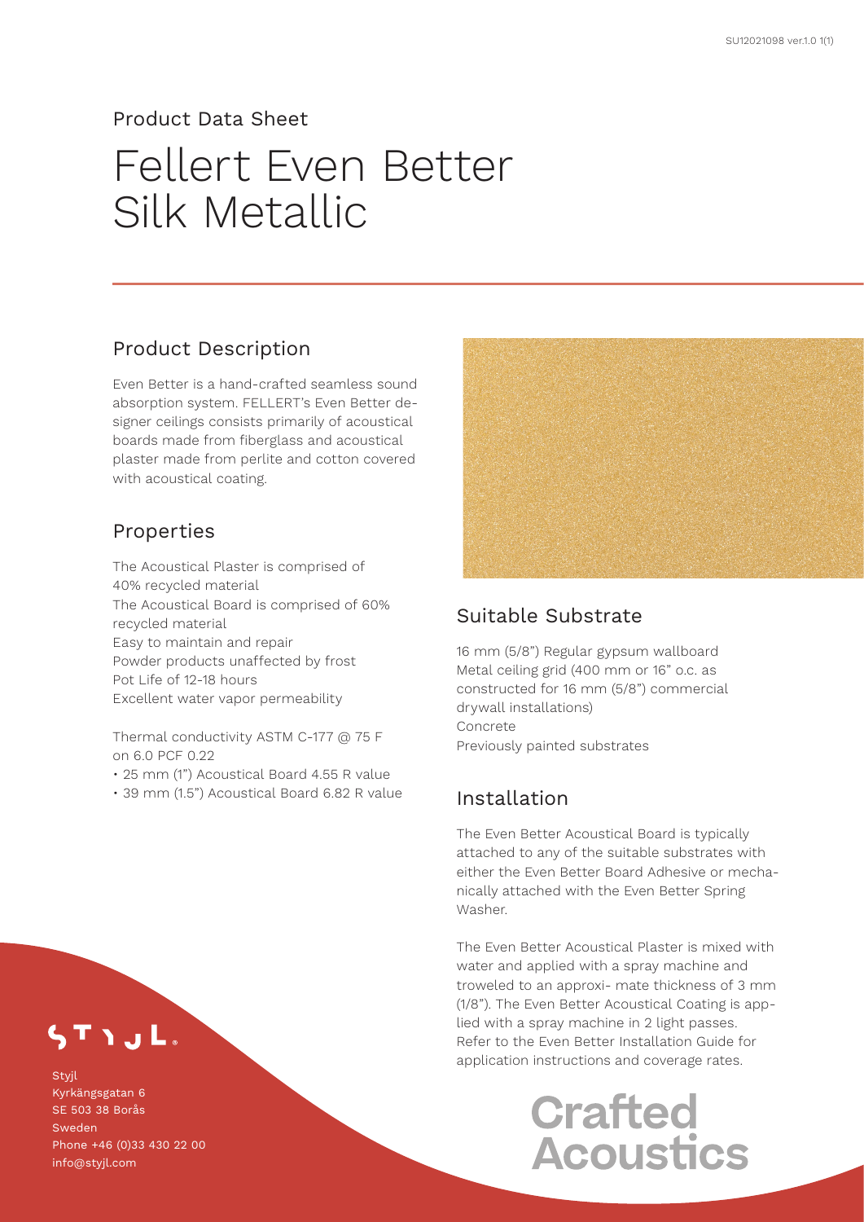Product Data Sheet

# Fellert Even Better Silk Metallic

## Product Description

Even Better is a hand-crafted seamless sound absorption system. FELLERT's Even Better designer ceilings consists primarily of acoustical boards made from fiberglass and acoustical plaster made from perlite and cotton covered with acoustical coating.

## Properties

The Acoustical Plaster is comprised of 40% recycled material
The Acoustical Board is comprised of 60% recycled material
Easy to maintain and repair
Powder products unaffected by frost
Pot Life of 12-18 hours
Excellent water vapor permeability

Thermal conductivity ASTM C-177 @ 75 F on 6.0 PCF 0.22

- 25 mm (1") Acoustical Board 4.55 R value
- 39 mm (1.5") Acoustical Board 6.82 R value

## Suitable Substrate

16 mm (5/8") Regular gypsum wallboard
Metal ceiling grid (400 mm or 16" o.c. as constructed for 16 mm (5/8") commercial drywall installations)
Concrete
Previously painted substrates

## Installation

The Even Better Acoustical Board is typically attached to any of the suitable substrates with either the Even Better Board Adhesive or mechanically attached with the Even Better Spring Washer.

The Even Better Acoustical Plaster is mixed with water and applied with a spray machine and troweled to an approxi- mate thickness of 3 mm (1/8"). The Even Better Acoustical Coating is applied with a spray machine in 2 light passes. Refer to the Even Better Installation Guide for application instructions and coverage rates.

STYJL

Styjl
Kyrkängsgatan 6
SE 503 38 Borås
Sweden
Phone +46 (0)33 430 22 00
info@styjl.com

Crafted Acoustics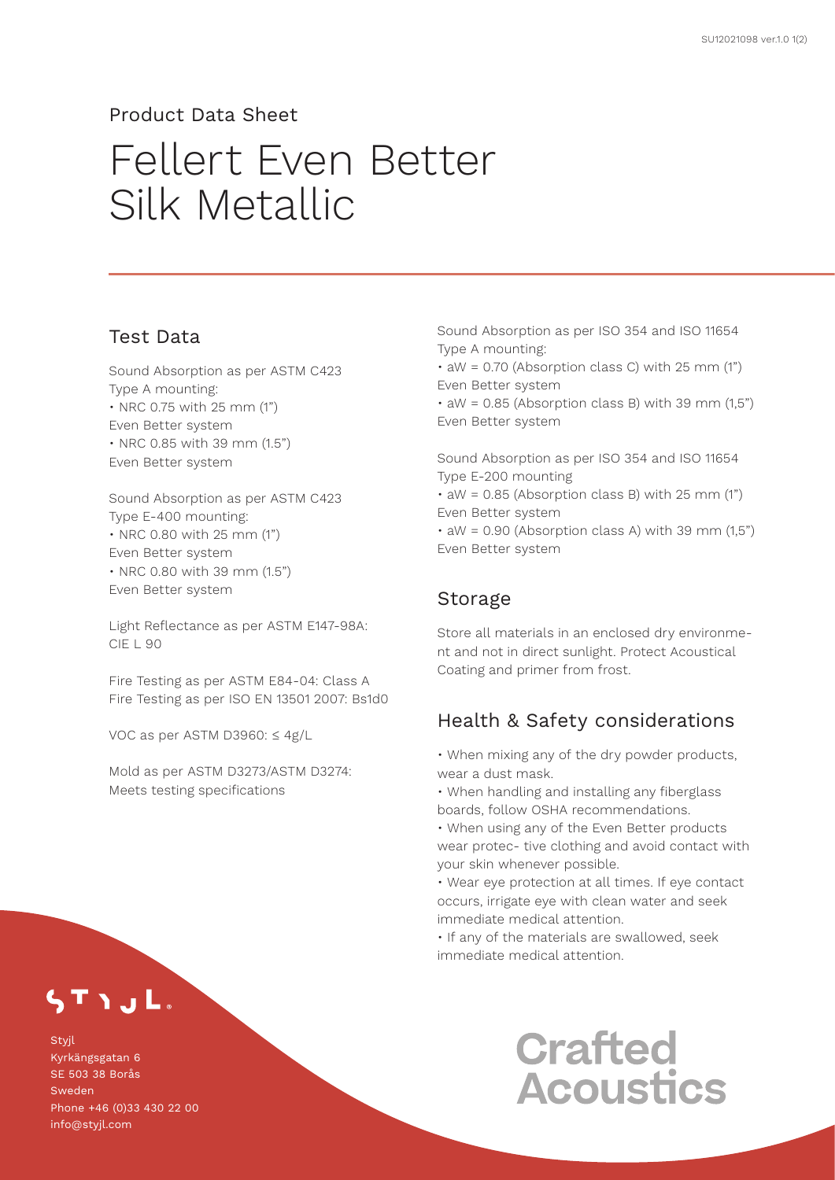Product Data Sheet

# Fellert Even Better Silk Metallic

## Test Data

Sound Absorption as per ASTM C423 Type A mounting:
• NRC 0.75 with 25 mm (1") Even Better system
• NRC 0.85 with 39 mm (1.5") Even Better system

Sound Absorption as per ASTM C423 Type E-400 mounting:
• NRC 0.80 with 25 mm (1") Even Better system
• NRC 0.80 with 39 mm (1.5") Even Better system

Light Reflectance as per ASTM E147-98A: CIE L 90

Fire Testing as per ASTM E84-04: Class A
Fire Testing as per ISO EN 13501 2007: Bs1d0

VOC as per ASTM D3960: ≤ 4g/L

Mold as per ASTM D3273/ASTM D3274: Meets testing specifications

Sound Absorption as per ISO 354 and ISO 11654 Type A mounting:
• aW = 0.70 (Absorption class C) with 25 mm (1") Even Better system
• aW = 0.85 (Absorption class B) with 39 mm (1,5") Even Better system

Sound Absorption as per ISO 354 and ISO 11654 Type E-200 mounting
• aW = 0.85 (Absorption class B) with 25 mm (1") Even Better system
• aW = 0.90 (Absorption class A) with 39 mm (1,5") Even Better system

## Storage

Store all materials in an enclosed dry environment and not in direct sunlight. Protect Acoustical Coating and primer from frost.

## Health & Safety considerations

• When mixing any of the dry powder products, wear a dust mask.
• When handling and installing any fiberglass boards, follow OSHA recommendations.
• When using any of the Even Better products wear protec- tive clothing and avoid contact with your skin whenever possible.
• Wear eye protection at all times. If eye contact occurs, irrigate eye with clean water and seek immediate medical attention.
• If any of the materials are swallowed, seek immediate medical attention.

STYJL

Styjl
Kyrkängsgatan 6
SE 503 38 Borås
Sweden
Phone +46 (0)33 430 22 00
info@styjl.com

Crafted Acoustics